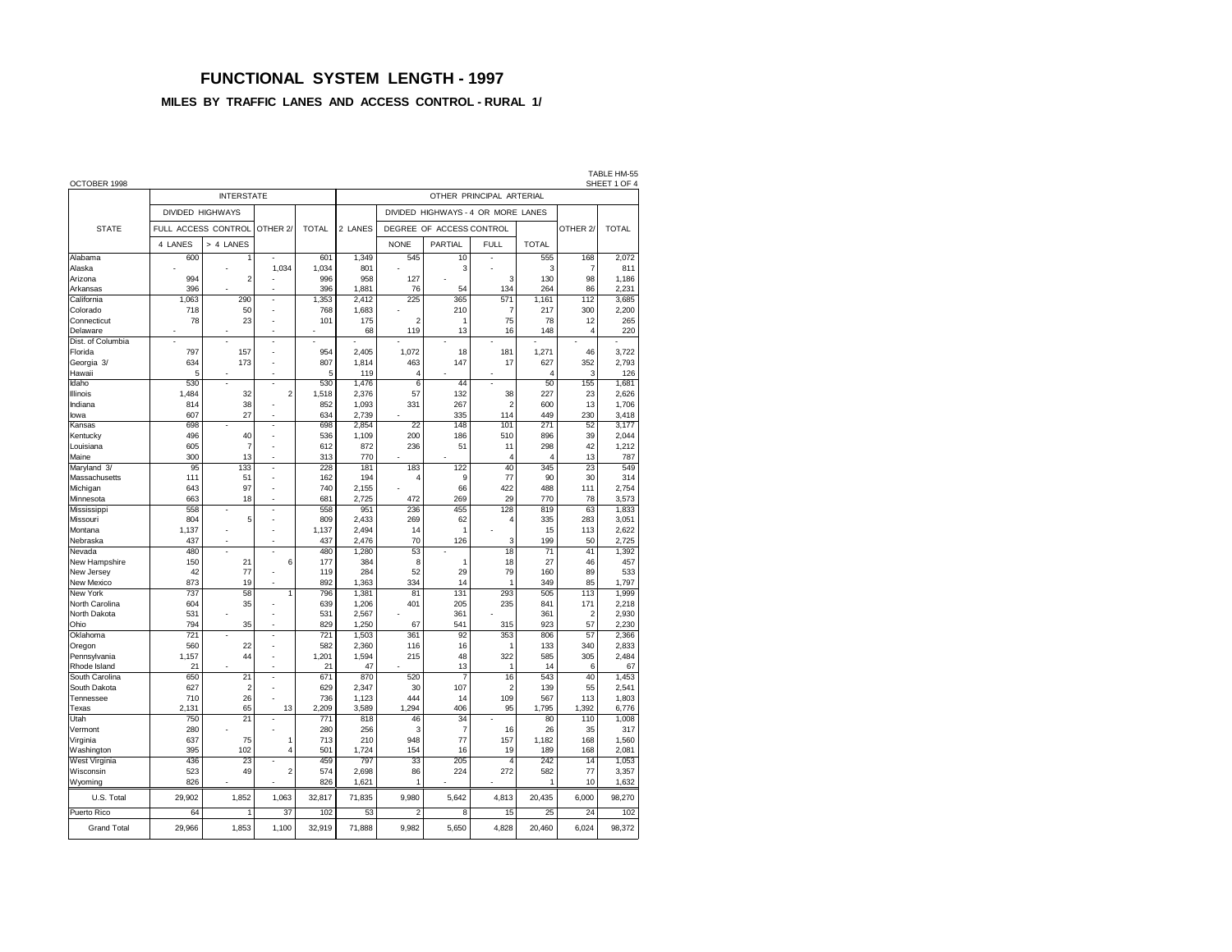# FUNCTIONAL SYSTEM LENGTH - 1997

## MILES BY TRAFFIC LANES AND ACCESS CONTROL - RURAL 1/

TABLE HM-55
SHEET 1 OF 4

OCTOBER 1998

| STATE | INTERSTATE | | | | OTHER PRINCIPAL ARTERIAL | | | | | | |
|---|---|---|---|---|---|---|---|---|---|---|---|
| | DIVIDED HIGHWAYS | | | | | DIVIDED HIGHWAYS - 4 OR MORE LANES | | | | | |
| | FULL ACCESS CONTROL | | OTHER 2/ | TOTAL | 2 LANES | DEGREE OF ACCESS CONTROL | | | | OTHER 2/ | TOTAL |
| | 4 LANES | > 4 LANES | | | | NONE | PARTIAL | FULL | TOTAL | | |
| Alabama | 600 | 1 | - | 601 | 1,349 | 545 | 10 | - | 555 | 168 | 2,072 |
| Alaska | - | - | 1,034 | 1,034 | 801 | - | 3 | - | 3 | 7 | 811 |
| Arizona | 994 | 2 | - | 996 | 958 | 127 | - | 3 | 130 | 98 | 1,186 |
| Arkansas | 396 | - | - | 396 | 1,881 | 76 | 54 | 134 | 264 | 86 | 2,231 |
| California | 1,063 | 290 | - | 1,353 | 2,412 | 225 | 365 | 571 | 1,161 | 112 | 3,685 |
| Colorado | 718 | 50 | - | 768 | 1,683 | - | 210 | 7 | 217 | 300 | 2,200 |
| Connecticut | 78 | 23 | - | 101 | 175 | 2 | 1 | 75 | 78 | 12 | 265 |
| Delaware | - | - | - | - | 68 | 119 | 13 | 16 | 148 | 4 | 220 |
| Dist. of Columbia | - | - | - | - | - | - | - | - | - | - | - |
| Florida | 797 | 157 | - | 954 | 2,405 | 1,072 | 18 | 181 | 1,271 | 46 | 3,722 |
| Georgia 3/ | 634 | 173 | - | 807 | 1,814 | 463 | 147 | 17 | 627 | 352 | 2,793 |
| Hawaii | 5 | - | - | 5 | 119 | 4 | - | - | 4 | 3 | 126 |
| Idaho | 530 | - | - | 530 | 1,476 | 6 | 44 | - | 50 | 155 | 1,681 |
| Illinois | 1,484 | 32 | 2 | 1,518 | 2,376 | 57 | 132 | 38 | 227 | 23 | 2,626 |
| Indiana | 814 | 38 | - | 852 | 1,093 | 331 | 267 | 2 | 600 | 13 | 1,706 |
| Iowa | 607 | 27 | - | 634 | 2,739 | - | 335 | 114 | 449 | 230 | 3,418 |
| Kansas | 698 | - | - | 698 | 2,854 | 22 | 148 | 101 | 271 | 52 | 3,177 |
| Kentucky | 496 | 40 | - | 536 | 1,109 | 200 | 186 | 510 | 896 | 39 | 2,044 |
| Louisiana | 605 | 7 | - | 612 | 872 | 236 | 51 | 11 | 298 | 42 | 1,212 |
| Maine | 300 | 13 | - | 313 | 770 | - | - | 4 | 4 | 13 | 787 |
| Maryland 3/ | 95 | 133 | - | 228 | 181 | 183 | 122 | 40 | 345 | 23 | 549 |
| Massachusetts | 111 | 51 | - | 162 | 194 | 4 | 9 | 77 | 90 | 30 | 314 |
| Michigan | 643 | 97 | - | 740 | 2,155 | - | 66 | 422 | 488 | 111 | 2,754 |
| Minnesota | 663 | 18 | - | 681 | 2,725 | 472 | 269 | 29 | 770 | 78 | 3,573 |
| Mississippi | 558 | - | - | 558 | 951 | 236 | 455 | 128 | 819 | 63 | 1,833 |
| Missouri | 804 | 5 | - | 809 | 2,433 | 269 | 62 | 4 | 335 | 283 | 3,051 |
| Montana | 1,137 | - | - | 1,137 | 2,494 | 14 | 1 | - | 15 | 113 | 2,622 |
| Nebraska | 437 | - | - | 437 | 2,476 | 70 | 126 | 3 | 199 | 50 | 2,725 |
| Nevada | 480 | - | - | 480 | 1,280 | 53 | - | 18 | 71 | 41 | 1,392 |
| New Hampshire | 150 | 21 | 6 | 177 | 384 | 8 | 1 | 18 | 27 | 46 | 457 |
| New Jersey | 42 | 77 | - | 119 | 284 | 52 | 29 | 79 | 160 | 89 | 533 |
| New Mexico | 873 | 19 | - | 892 | 1,363 | 334 | 14 | 1 | 349 | 85 | 1,797 |
| New York | 737 | 58 | 1 | 796 | 1,381 | 81 | 131 | 293 | 505 | 113 | 1,999 |
| North Carolina | 604 | 35 | - | 639 | 1,206 | 401 | 205 | 235 | 841 | 171 | 2,218 |
| North Dakota | 531 | - | - | 531 | 2,567 | - | 361 | - | 361 | 2 | 2,930 |
| Ohio | 794 | 35 | - | 829 | 1,250 | 67 | 541 | 315 | 923 | 57 | 2,230 |
| Oklahoma | 721 | - | - | 721 | 1,503 | 361 | 92 | 353 | 806 | 57 | 2,366 |
| Oregon | 560 | 22 | - | 582 | 2,360 | 116 | 16 | 1 | 133 | 340 | 2,833 |
| Pennsylvania | 1,157 | 44 | - | 1,201 | 1,594 | 215 | 48 | 322 | 585 | 305 | 2,484 |
| Rhode Island | 21 | - | - | 21 | 47 | - | 13 | 1 | 14 | 6 | 67 |
| South Carolina | 650 | 21 | - | 671 | 870 | 520 | 7 | 16 | 543 | 40 | 1,453 |
| South Dakota | 627 | 2 | - | 629 | 2,347 | 30 | 107 | 2 | 139 | 55 | 2,541 |
| Tennessee | 710 | 26 | - | 736 | 1,123 | 444 | 14 | 109 | 567 | 113 | 1,803 |
| Texas | 2,131 | 65 | 13 | 2,209 | 3,589 | 1,294 | 406 | 95 | 1,795 | 1,392 | 6,776 |
| Utah | 750 | 21 | - | 771 | 818 | 46 | 34 | - | 80 | 110 | 1,008 |
| Vermont | 280 | - | - | 280 | 256 | 3 | 7 | 16 | 26 | 35 | 317 |
| Virginia | 637 | 75 | 1 | 713 | 210 | 948 | 77 | 157 | 1,182 | 168 | 1,560 |
| Washington | 395 | 102 | 4 | 501 | 1,724 | 154 | 16 | 19 | 189 | 168 | 2,081 |
| West Virginia | 436 | 23 | - | 459 | 797 | 33 | 205 | 4 | 242 | 14 | 1,053 |
| Wisconsin | 523 | 49 | 2 | 574 | 2,698 | 86 | 224 | 272 | 582 | 77 | 3,357 |
| Wyoming | 826 | - | - | 826 | 1,621 | 1 | - | - | 1 | 10 | 1,632 |
| U.S. Total | 29,902 | 1,852 | 1,063 | 32,817 | 71,835 | 9,980 | 5,642 | 4,813 | 20,435 | 6,000 | 98,270 |
| Puerto Rico | 64 | 1 | 37 | 102 | 53 | 2 | 8 | 15 | 25 | 24 | 102 |
| Grand Total | 29,966 | 1,853 | 1,100 | 32,919 | 71,888 | 9,982 | 5,650 | 4,828 | 20,460 | 6,024 | 98,372 |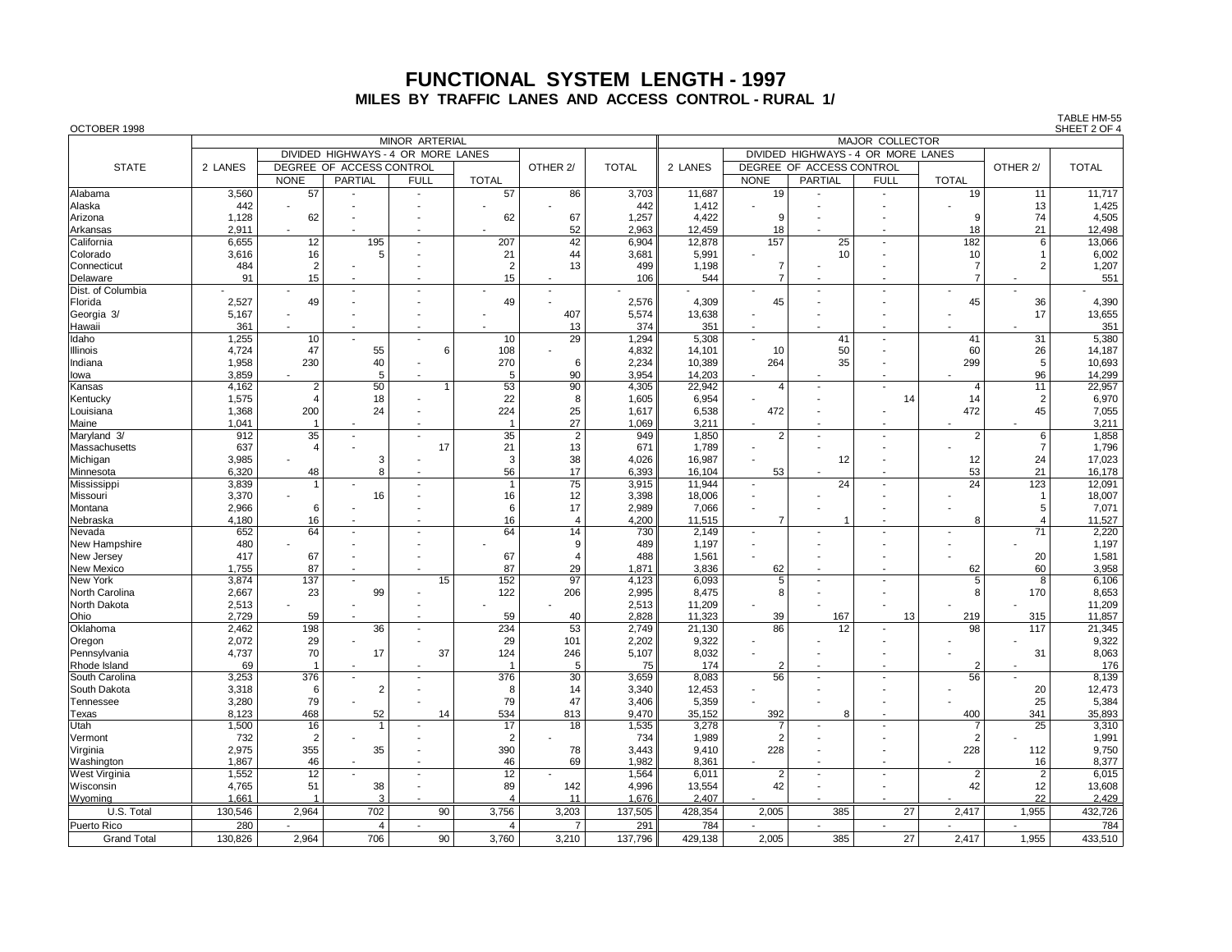# FUNCTIONAL SYSTEM LENGTH - 1997

## MILES BY TRAFFIC LANES AND ACCESS CONTROL - RURAL 1/

OCTOBER 1998

TABLE HM-55
SHEET 2 OF 4

| STATE | MINOR ARTERIAL | | | | | | | MAJOR COLLECTOR | | | | | | |
|---|---|---|---|---|---|---|---|---|---|---|---|---|---|---|
| | 2 LANES | DIVIDED HIGHWAYS - 4 OR MORE LANES | | | | OTHER 2/ | TOTAL | 2 LANES | DIVIDED HIGHWAYS - 4 OR MORE LANES | | | | OTHER 2/ | TOTAL |
| | | DEGREE OF ACCESS CONTROL | | | TOTAL | | | | DEGREE OF ACCESS CONTROL | | | TOTAL | | |
| | | NONE | PARTIAL | FULL | | | | | NONE | PARTIAL | FULL | | | |
| Alabama | 3,560 | 57 | - | - | 57 | 86 | 3,703 | 11,687 | 19 | - | - | 19 | 11 | 11,717 |
| Alaska | 442 | - | - | - | - | - | 442 | 1,412 | - | - | - | - | 13 | 1,425 |
| Arizona | 1,128 | 62 | - | - | 62 | 67 | 1,257 | 4,422 | 9 | - | - | 9 | 74 | 4,505 |
| Arkansas | 2,911 | - | - | - | - | 52 | 2,963 | 12,459 | 18 | - | - | 18 | 21 | 12,498 |
| California | 6,655 | 12 | 195 | - | 207 | 42 | 6,904 | 12,878 | 157 | 25 | - | 182 | 6 | 13,066 |
| Colorado | 3,616 | 16 | 5 | - | 21 | 44 | 3,681 | 5,991 | - | 10 | - | 10 | 1 | 6,002 |
| Connecticut | 484 | 2 | - | - | 2 | 13 | 499 | 1,198 | 7 | - | - | 7 | 2 | 1,207 |
| Delaware | 91 | 15 | - | - | 15 | - | 106 | 544 | 7 | - | - | 7 | - | 551 |
| Dist. of Columbia | - | - | - | - | - | - | - | - | - | - | - | - | - | - |
| Florida | 2,527 | 49 | - | - | 49 | - | 2,576 | 4,309 | 45 | - | - | 45 | 36 | 4,390 |
| Georgia 3/ | 5,167 | - | - | - | - | 407 | 5,574 | 13,638 | - | - | - | - | 17 | 13,655 |
| Hawaii | 361 | - | - | - | - | 13 | 374 | 351 | - | - | - | - | - | 351 |
| Idaho | 1,255 | 10 | - | - | 10 | 29 | 1,294 | 5,308 | - | 41 | - | 41 | 31 | 5,380 |
| Illinois | 4,724 | 47 | 55 | 6 | 108 | - | 4,832 | 14,101 | 10 | 50 | - | 60 | 26 | 14,187 |
| Indiana | 1,958 | 230 | 40 | - | 270 | 6 | 2,234 | 10,389 | 264 | 35 | - | 299 | 5 | 10,693 |
| Iowa | 3,859 | - | 5 | - | 5 | 90 | 3,954 | 14,203 | - | - | - | - | 96 | 14,299 |
| Kansas | 4,162 | 2 | 50 | 1 | 53 | 90 | 4,305 | 22,942 | 4 | - | - | 4 | 11 | 22,957 |
| Kentucky | 1,575 | 4 | 18 | - | 22 | 8 | 1,605 | 6,954 | - | - | 14 | 14 | 2 | 6,970 |
| Louisiana | 1,368 | 200 | 24 | - | 224 | 25 | 1,617 | 6,538 | 472 | - | - | 472 | 45 | 7,055 |
| Maine | 1,041 | 1 | - | - | 1 | 27 | 1,069 | 3,211 | - | - | - | - | - | 3,211 |
| Maryland 3/ | 912 | 35 | - | - | 35 | 2 | 949 | 1,850 | 2 | - | - | 2 | 6 | 1,858 |
| Massachusetts | 637 | 4 | - | 17 | 21 | 13 | 671 | 1,789 | - | - | - | - | 7 | 1,796 |
| Michigan | 3,985 | - | 3 | - | 3 | 38 | 4,026 | 16,987 | - | 12 | - | 12 | 24 | 17,023 |
| Minnesota | 6,320 | 48 | 8 | - | 56 | 17 | 6,393 | 16,104 | 53 | - | - | 53 | 21 | 16,178 |
| Mississippi | 3,839 | 1 | - | - | 1 | 75 | 3,915 | 11,944 | - | 24 | - | 24 | 123 | 12,091 |
| Missouri | 3,370 | - | 16 | - | 16 | 12 | 3,398 | 18,006 | - | - | - | - | 1 | 18,007 |
| Montana | 2,966 | 6 | - | - | 6 | 17 | 2,989 | 7,066 | - | - | - | - | 5 | 7,071 |
| Nebraska | 4,180 | 16 | - | - | 16 | 4 | 4,200 | 11,515 | 7 | 1 | - | 8 | 4 | 11,527 |
| Nevada | 652 | 64 | - | - | 64 | 14 | 730 | 2,149 | - | - | - | - | 71 | 2,220 |
| New Hampshire | 480 | - | - | - | - | 9 | 489 | 1,197 | - | - | - | - | - | 1,197 |
| New Jersey | 417 | 67 | - | - | 67 | 4 | 488 | 1,561 | - | - | - | - | 20 | 1,581 |
| New Mexico | 1,755 | 87 | - | - | 87 | 29 | 1,871 | 3,836 | 62 | - | - | 62 | 60 | 3,958 |
| New York | 3,874 | 137 | - | 15 | 152 | 97 | 4,123 | 6,093 | 5 | - | - | 5 | 8 | 6,106 |
| North Carolina | 2,667 | 23 | 99 | - | 122 | 206 | 2,995 | 8,475 | 8 | - | - | 8 | 170 | 8,653 |
| North Dakota | 2,513 | - | - | - | - | - | 2,513 | 11,209 | - | - | - | - | - | 11,209 |
| Ohio | 2,729 | 59 | - | - | 59 | 40 | 2,828 | 11,323 | 39 | 167 | 13 | 219 | 315 | 11,857 |
| Oklahoma | 2,462 | 198 | 36 | - | 234 | 53 | 2,749 | 21,130 | 86 | 12 | - | 98 | 117 | 21,345 |
| Oregon | 2,072 | 29 | - | - | 29 | 101 | 2,202 | 9,322 | - | - | - | - | - | 9,322 |
| Pennsylvania | 4,737 | 70 | 17 | 37 | 124 | 246 | 5,107 | 8,032 | - | - | - | - | 31 | 8,063 |
| Rhode Island | 69 | 1 | - | - | 1 | 5 | 75 | 174 | 2 | - | - | 2 | - | 176 |
| South Carolina | 3,253 | 376 | - | - | 376 | 30 | 3,659 | 8,083 | 56 | - | - | 56 | - | 8,139 |
| South Dakota | 3,318 | 6 | 2 | - | 8 | 14 | 3,340 | 12,453 | - | - | - | - | 20 | 12,473 |
| Tennessee | 3,280 | 79 | - | - | 79 | 47 | 3,406 | 5,359 | - | - | - | - | 25 | 5,384 |
| Texas | 8,123 | 468 | 52 | 14 | 534 | 813 | 9,470 | 35,152 | 392 | 8 | - | 400 | 341 | 35,893 |
| Utah | 1,500 | 16 | 1 | - | 17 | 18 | 1,535 | 3,278 | 7 | - | - | 7 | 25 | 3,310 |
| Vermont | 732 | 2 | - | - | 2 | - | 734 | 1,989 | 2 | - | - | 2 | - | 1,991 |
| Virginia | 2,975 | 355 | 35 | - | 390 | 78 | 3,443 | 9,410 | 228 | - | - | 228 | 112 | 9,750 |
| Washington | 1,867 | 46 | - | - | 46 | 69 | 1,982 | 8,361 | - | - | - | - | 16 | 8,377 |
| West Virginia | 1,552 | 12 | - | - | 12 | - | 1,564 | 6,011 | 2 | - | - | 2 | 2 | 6,015 |
| Wisconsin | 4,765 | 51 | 38 | - | 89 | 142 | 4,996 | 13,554 | 42 | - | - | 42 | 12 | 13,608 |
| Wyoming | 1,661 | 1 | 3 | - | 4 | 11 | 1,676 | 2,407 | - | - | - | - | 22 | 2,429 |
| U.S. Total | 130,546 | 2,964 | 702 | 90 | 3,756 | 3,203 | 137,505 | 428,354 | 2,005 | 385 | 27 | 2,417 | 1,955 | 432,726 |
| Puerto Rico | 280 | - | 4 | - | 4 | 7 | 291 | 784 | - | - | - | - | - | 784 |
| Grand Total | 130,826 | 2,964 | 706 | 90 | 3,760 | 3,210 | 137,796 | 429,138 | 2,005 | 385 | 27 | 2,417 | 1,955 | 433,510 |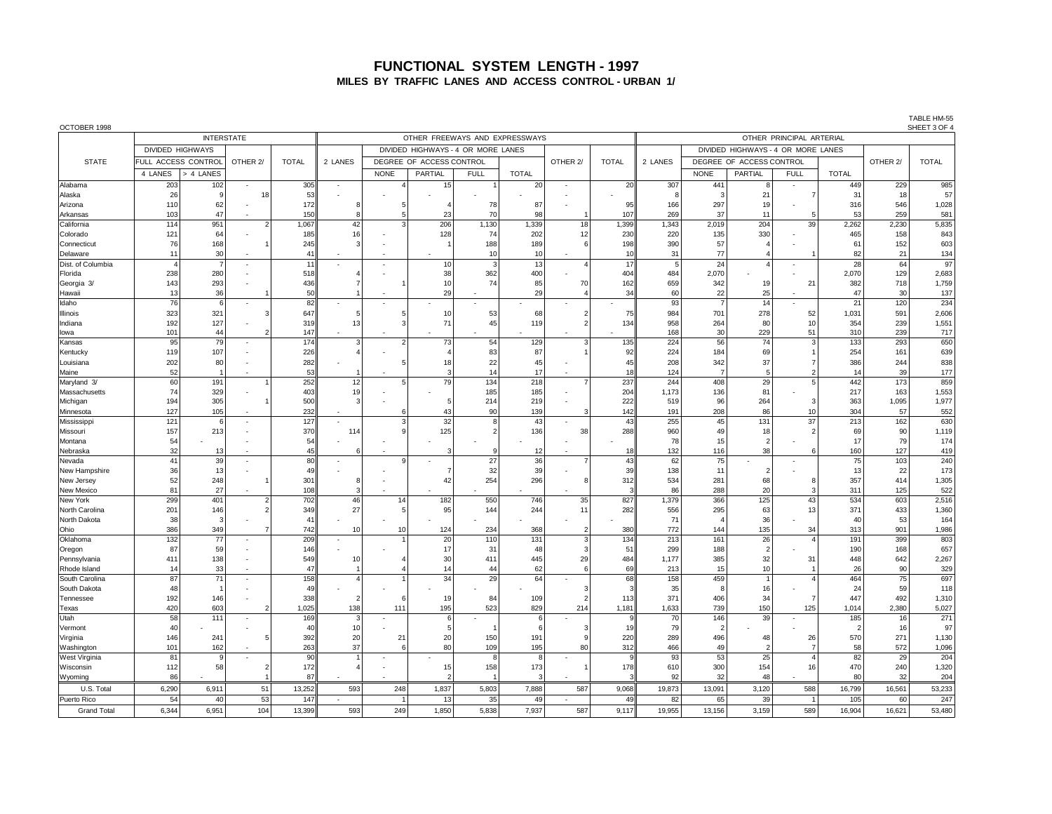# FUNCTIONAL SYSTEM LENGTH - 1997

## MILES BY TRAFFIC LANES AND ACCESS CONTROL - URBAN 1/

OCTOBER 1998

TABLE HM-55
SHEET 3 OF 4

| STATE | INTERSTATE | | | | OTHER FREEWAYS AND EXPRESSWAYS | | | | | | | OTHER PRINCIPAL ARTERIAL | | | | | | |
|---|---|---|---|---|---|---|---|---|---|---|---|---|---|---|---|---|---|---|
| | DIVIDED HIGHWAYS | | | | | DIVIDED HIGHWAYS - 4 OR MORE LANES | | | | | | | DIVIDED HIGHWAYS - 4 OR MORE LANES | | | | | |
| | FULL ACCESS CONTROL | | OTHER 2/ | TOTAL | 2 LANES | DEGREE OF ACCESS CONTROL | | | | OTHER 2/ | TOTAL | 2 LANES | DEGREE OF ACCESS CONTROL | | | | OTHER 2/ | TOTAL |
| | 4 LANES | > 4 LANES | | | | NONE | PARTIAL | FULL | TOTAL | | | | NONE | PARTIAL | FULL | TOTAL | | |
| Alabama | 203 | 102 | - | 305 | - | 4 | 15 | 1 | 20 | - | 20 | 307 | 441 | 8 | - | 449 | 229 | 985 |
| Alaska | 26 | 9 | 18 | 53 | - | - | - | - | - | - | - | 8 | 3 | 21 | 7 | 31 | 18 | 57 |
| Arizona | 110 | 62 | - | 172 | 8 | 5 | 4 | 78 | 87 | - | 95 | 166 | 297 | 19 | - | 316 | 546 | 1,028 |
| Arkansas | 103 | 47 | - | 150 | 8 | 5 | 23 | 70 | 98 | 1 | 107 | 269 | 37 | 11 | 5 | 53 | 259 | 581 |
| California | 114 | 951 | 2 | 1,067 | 42 | 3 | 206 | 1,130 | 1,339 | 18 | 1,399 | 1,343 | 2,019 | 204 | 39 | 2,262 | 2,230 | 5,835 |
| Colorado | 121 | 64 | - | 185 | 16 | - | 128 | 74 | 202 | 12 | 230 | 220 | 135 | 330 | - | 465 | 158 | 843 |
| Connecticut | 76 | 168 | 1 | 245 | 3 | - | 1 | 188 | 189 | 6 | 198 | 390 | 57 | 4 | - | 61 | 152 | 603 |
| Delaware | 11 | 30 | - | 41 | - | - | - | 10 | 10 | - | 10 | 31 | 77 | 4 | 1 | 82 | 21 | 134 |
| Dist. of Columbia | 4 | 7 | - | 11 | - | - | 10 | 3 | 13 | 4 | 17 | 5 | 24 | 4 | - | 28 | 64 | 97 |
| Florida | 238 | 280 | - | 518 | 4 | - | 38 | 362 | 400 | - | 404 | 484 | 2,070 | - | - | 2,070 | 129 | 2,683 |
| Georgia 3/ | 143 | 293 | - | 436 | 7 | 1 | 10 | 74 | 85 | 70 | 162 | 659 | 342 | 19 | 21 | 382 | 718 | 1,759 |
| Hawaii | 13 | 36 | 1 | 50 | 1 | - | 29 | - | 29 | 4 | 34 | 60 | 22 | 25 | - | 47 | 30 | 137 |
| Idaho | 76 | 6 | - | 82 | - | - | - | - | - | - | - | 93 | 7 | 14 | - | 21 | 120 | 234 |
| Illinois | 323 | 321 | 3 | 647 | 5 | 5 | 10 | 53 | 68 | 2 | 75 | 984 | 701 | 278 | 52 | 1,031 | 591 | 2,606 |
| Indiana | 192 | 127 | - | 319 | 13 | 3 | 71 | 45 | 119 | 2 | 134 | 958 | 264 | 80 | 10 | 354 | 239 | 1,551 |
| Iowa | 101 | 44 | 2 | 147 | - | - | - | - | - | - | - | 168 | 30 | 229 | 51 | 310 | 239 | 717 |
| Kansas | 95 | 79 | - | 174 | 3 | 2 | 73 | 54 | 129 | 3 | 135 | 224 | 56 | 74 | 3 | 133 | 293 | 650 |
| Kentucky | 119 | 107 | - | 226 | 4 | - | 4 | 83 | 87 | 1 | 92 | 224 | 184 | 69 | 1 | 254 | 161 | 639 |
| Louisiana | 202 | 80 | - | 282 | - | 5 | 18 | 22 | 45 | - | 45 | 208 | 342 | 37 | 7 | 386 | 244 | 838 |
| Maine | 52 | 1 | - | 53 | 1 | - | 3 | 14 | 17 | - | 18 | 124 | 7 | 5 | 2 | 14 | 39 | 177 |
| Maryland 3/ | 60 | 191 | 1 | 252 | 12 | 5 | 79 | 134 | 218 | 7 | 237 | 244 | 408 | 29 | 5 | 442 | 173 | 859 |
| Massachusetts | 74 | 329 | - | 403 | 19 | - | - | 185 | 185 | - | 204 | 1,173 | 136 | 81 | - | 217 | 163 | 1,553 |
| Michigan | 194 | 305 | 1 | 500 | 3 | - | 5 | 214 | 219 | - | 222 | 519 | 96 | 264 | 3 | 363 | 1,095 | 1,977 |
| Minnesota | 127 | 105 | - | 232 | - | 6 | 43 | 90 | 139 | 3 | 142 | 191 | 208 | 86 | 10 | 304 | 57 | 552 |
| Mississippi | 121 | 6 | - | 127 | - | 3 | 32 | 8 | 43 | - | 43 | 255 | 45 | 131 | 37 | 213 | 162 | 630 |
| Missouri | 157 | 213 | - | 370 | 114 | 9 | 125 | 2 | 136 | 38 | 288 | 960 | 49 | 18 | 2 | 69 | 90 | 1,119 |
| Montana | 54 | - | - | 54 | - | - | - | - | - | - | - | 78 | 15 | 2 | - | 17 | 79 | 174 |
| Nebraska | 32 | 13 | - | 45 | 6 | - | 3 | 9 | 12 | - | 18 | 132 | 116 | 38 | 6 | 160 | 127 | 419 |
| Nevada | 41 | 39 | - | 80 | - | 9 | - | 27 | 36 | 7 | 43 | 62 | 75 | - | - | 75 | 103 | 240 |
| New Hampshire | 36 | 13 | - | 49 | - | - | 7 | 32 | 39 | - | 39 | 138 | 11 | 2 | - | 13 | 22 | 173 |
| New Jersey | 52 | 248 | 1 | 301 | 8 | - | 42 | 254 | 296 | 8 | 312 | 534 | 281 | 68 | 8 | 357 | 414 | 1,305 |
| New Mexico | 81 | 27 | - | 108 | 3 | - | - | - | - | - | 3 | 86 | 288 | 20 | 3 | 311 | 125 | 522 |
| New York | 299 | 401 | 2 | 702 | 46 | 14 | 182 | 550 | 746 | 35 | 827 | 1,379 | 366 | 125 | 43 | 534 | 603 | 2,516 |
| North Carolina | 201 | 146 | 2 | 349 | 27 | 5 | 95 | 144 | 244 | 11 | 282 | 556 | 295 | 63 | 13 | 371 | 433 | 1,360 |
| North Dakota | 38 | 3 | - | 41 | - | - | - | - | - | - | - | 71 | 4 | 36 | - | 40 | 53 | 164 |
| Ohio | 386 | 349 | 7 | 742 | 10 | 10 | 124 | 234 | 368 | 2 | 380 | 772 | 144 | 135 | 34 | 313 | 901 | 1,986 |
| Oklahoma | 132 | 77 | - | 209 | - | 1 | 20 | 110 | 131 | 3 | 134 | 213 | 161 | 26 | 4 | 191 | 399 | 803 |
| Oregon | 87 | 59 | - | 146 | - | - | 17 | 31 | 48 | 3 | 51 | 299 | 188 | 2 | - | 190 | 168 | 657 |
| Pennsylvania | 411 | 138 | - | 549 | 10 | 4 | 30 | 411 | 445 | 29 | 484 | 1,177 | 385 | 32 | 31 | 448 | 642 | 2,267 |
| Rhode Island | 14 | 33 | - | 47 | 1 | 4 | 14 | 44 | 62 | 6 | 69 | 213 | 15 | 10 | 1 | 26 | 90 | 329 |
| South Carolina | 87 | 71 | - | 158 | 4 | 1 | 34 | 29 | 64 | - | 68 | 158 | 459 | 1 | 4 | 464 | 75 | 697 |
| South Dakota | 48 | 1 | - | 49 | - | - | - | - | - | 3 | 3 | 35 | 8 | 16 | - | 24 | 59 | 118 |
| Tennessee | 192 | 146 | - | 338 | 2 | 6 | 19 | 84 | 109 | 2 | 113 | 371 | 406 | 34 | 7 | 447 | 492 | 1,310 |
| Texas | 420 | 603 | 2 | 1,025 | 138 | 111 | 195 | 523 | 829 | 214 | 1,181 | 1,633 | 739 | 150 | 125 | 1,014 | 2,380 | 5,027 |
| Utah | 58 | 111 | - | 169 | 3 | - | 6 | - | 6 | - | 9 | 70 | 146 | 39 | - | 185 | 16 | 271 |
| Vermont | 40 | - | - | 40 | 10 | - | 5 | 1 | 6 | 3 | 19 | 79 | 2 | - | - | 2 | 16 | 97 |
| Virginia | 146 | 241 | 5 | 392 | 20 | 21 | 20 | 150 | 191 | 9 | 220 | 289 | 496 | 48 | 26 | 570 | 271 | 1,130 |
| Washington | 101 | 162 | - | 263 | 37 | 6 | 80 | 109 | 195 | 80 | 312 | 466 | 49 | 2 | 7 | 58 | 572 | 1,096 |
| West Virginia | 81 | 9 | - | 90 | 1 | - | - | 8 | 8 | - | 9 | 93 | 53 | 25 | 4 | 82 | 29 | 204 |
| Wisconsin | 112 | 58 | 2 | 172 | 4 | - | 15 | 158 | 173 | 1 | 178 | 610 | 300 | 154 | 16 | 470 | 240 | 1,320 |
| Wyoming | 86 | - | 1 | 87 | - | - | 2 | 1 | 3 | - | 3 | 92 | 32 | 48 | - | 80 | 32 | 204 |
| U.S. Total | 6,290 | 6,911 | 51 | 13,252 | 593 | 248 | 1,837 | 5,803 | 7,888 | 587 | 9,068 | 19,873 | 13,091 | 3,120 | 588 | 16,799 | 16,561 | 53,233 |
| Puerto Rico | 54 | 40 | 53 | 147 | - | 1 | 13 | 35 | 49 | - | 49 | 82 | 65 | 39 | 1 | 105 | 60 | 247 |
| Grand Total | 6,344 | 6,951 | 104 | 13,399 | 593 | 249 | 1,850 | 5,838 | 7,937 | 587 | 9,117 | 19,955 | 13,156 | 3,159 | 589 | 16,904 | 16,621 | 53,480 |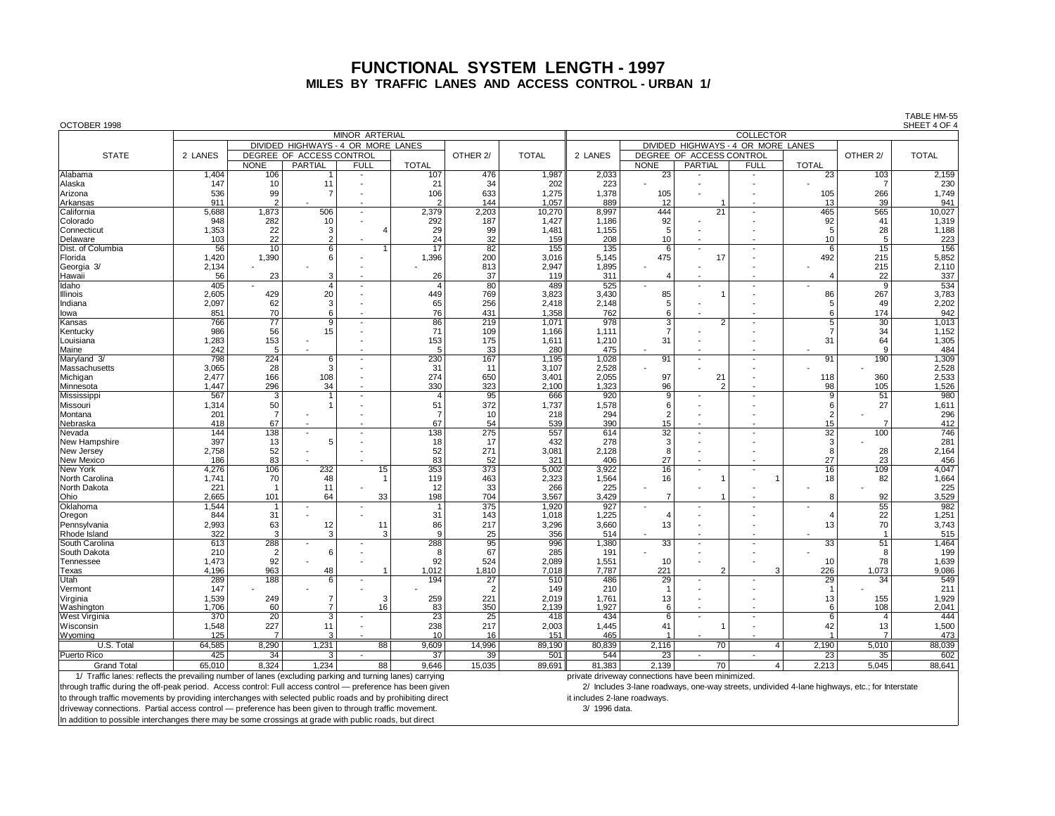# FUNCTIONAL SYSTEM LENGTH - 1997

## MILES BY TRAFFIC LANES AND ACCESS CONTROL - URBAN 1/

OCTOBER 1998

TABLE HM-55
SHEET 4 OF 4

| STATE | MINOR ARTERIAL | | | | | | | COLLECTOR | | | | | | |
|---|---|---|---|---|---|---|---|---|---|---|---|---|---|---|
| | 2 LANES | DIVIDED HIGHWAYS - 4 OR MORE LANES | | | | OTHER 2/ | TOTAL | 2 LANES | DIVIDED HIGHWAYS - 4 OR MORE LANES | | | | OTHER 2/ | TOTAL |
| | | DEGREE OF ACCESS CONTROL | | | TOTAL | | | | DEGREE OF ACCESS CONTROL | | | TOTAL | | |
| | | NONE | PARTIAL | FULL | | | | | NONE | PARTIAL | FULL | | | |
| Alabama | 1,404 | 106 | 1 | - | 107 | 476 | 1,987 | 2,033 | 23 | - | - | 23 | 103 | 2,159 |
| Alaska | 147 | 10 | 11 | - | 21 | 34 | 202 | 223 | - | - | - | - | 7 | 230 |
| Arizona | 536 | 99 | 7 | - | 106 | 633 | 1,275 | 1,378 | 105 | - | - | 105 | 266 | 1,749 |
| Arkansas | 911 | 2 | - | - | 2 | 144 | 1,057 | 889 | 12 | 1 | - | 13 | 39 | 941 |
| California | 5,688 | 1,873 | 506 | - | 2,379 | 2,203 | 10,270 | 8,997 | 444 | 21 | - | 465 | 565 | 10,027 |
| Colorado | 948 | 282 | 10 | - | 292 | 187 | 1,427 | 1,186 | 92 | - | - | 92 | 41 | 1,319 |
| Connecticut | 1,353 | 22 | 3 | 4 | 29 | 99 | 1,481 | 1,155 | 5 | - | - | 5 | 28 | 1,188 |
| Delaware | 103 | 22 | 2 | - | 24 | 32 | 159 | 208 | 10 | - | - | 10 | 5 | 223 |
| Dist. of Columbia | 56 | 10 | 6 | 1 | 17 | 82 | 155 | 135 | 6 | - | - | 6 | 15 | 156 |
| Florida | 1,420 | 1,390 | 6 | - | 1,396 | 200 | 3,016 | 5,145 | 475 | 17 | - | 492 | 215 | 5,852 |
| Georgia 3/ | 2,134 | - | - | - | - | 813 | 2,947 | 1,895 | - | - | - | - | 215 | 2,110 |
| Hawaii | 56 | 23 | 3 | - | 26 | 37 | 119 | 311 | 4 | - | - | 4 | 22 | 337 |
| Idaho | 405 | - | 4 | - | 4 | 80 | 489 | 525 | - | - | - | - | 9 | 534 |
| Illinois | 2,605 | 429 | 20 | - | 449 | 769 | 3,823 | 3,430 | 85 | 1 | - | 86 | 267 | 3,783 |
| Indiana | 2,097 | 62 | 3 | - | 65 | 256 | 2,418 | 2,148 | 5 | - | - | 5 | 49 | 2,202 |
| Iowa | 851 | 70 | 6 | - | 76 | 431 | 1,358 | 762 | 6 | - | - | 6 | 174 | 942 |
| Kansas | 766 | 77 | 9 | - | 86 | 219 | 1,071 | 978 | 3 | 2 | - | 5 | 30 | 1,013 |
| Kentucky | 986 | 56 | 15 | - | 71 | 109 | 1,166 | 1,111 | 7 | - | - | 7 | 34 | 1,152 |
| Louisiana | 1,283 | 153 | - | - | 153 | 175 | 1,611 | 1,210 | 31 | - | - | 31 | 64 | 1,305 |
| Maine | 242 | 5 | - | - | 5 | 33 | 280 | 475 | - | - | - | - | 9 | 484 |
| Maryland 3/ | 798 | 224 | 6 | - | 230 | 167 | 1,195 | 1,028 | 91 | - | - | 91 | 190 | 1,309 |
| Massachusetts | 3,065 | 28 | 3 | - | 31 | 11 | 3,107 | 2,528 | - | - | - | - | - | 2,528 |
| Michigan | 2,477 | 166 | 108 | - | 274 | 650 | 3,401 | 2,055 | 97 | 21 | - | 118 | 360 | 2,533 |
| Minnesota | 1,447 | 296 | 34 | - | 330 | 323 | 2,100 | 1,323 | 96 | 2 | - | 98 | 105 | 1,526 |
| Mississippi | 567 | 3 | 1 | - | 4 | 95 | 666 | 920 | 9 | - | - | 9 | 51 | 980 |
| Missouri | 1,314 | 50 | 1 | - | 51 | 372 | 1,737 | 1,578 | 6 | - | - | 6 | 27 | 1,611 |
| Montana | 201 | 7 | - | - | 7 | 10 | 218 | 294 | 2 | - | - | 2 | - | 296 |
| Nebraska | 418 | 67 | - | - | 67 | 54 | 539 | 390 | 15 | - | - | 15 | 7 | 412 |
| Nevada | 144 | 138 | - | - | 138 | 275 | 557 | 614 | 32 | - | - | 32 | 100 | 746 |
| New Hampshire | 397 | 13 | 5 | - | 18 | 17 | 432 | 278 | 3 | - | - | 3 | - | 281 |
| New Jersey | 2,758 | 52 | - | - | 52 | 271 | 3,081 | 2,128 | 8 | - | - | 8 | 28 | 2,164 |
| New Mexico | 186 | 83 | - | - | 83 | 52 | 321 | 406 | 27 | - | - | 27 | 23 | 456 |
| New York | 4,276 | 106 | 232 | 15 | 353 | 373 | 5,002 | 3,922 | 16 | - | - | 16 | 109 | 4,047 |
| North Carolina | 1,741 | 70 | 48 | 1 | 119 | 463 | 2,323 | 1,564 | 16 | 1 | 1 | 18 | 82 | 1,664 |
| North Dakota | 221 | 1 | 11 | - | 12 | 33 | 266 | 225 | - | - | - | - | - | 225 |
| Ohio | 2,665 | 101 | 64 | 33 | 198 | 704 | 3,567 | 3,429 | 7 | 1 | - | 8 | 92 | 3,529 |
| Oklahoma | 1,544 | 1 | - | - | 1 | 375 | 1,920 | 927 | - | - | - | - | 55 | 982 |
| Oregon | 844 | 31 | - | - | 31 | 143 | 1,018 | 1,225 | 4 | - | - | 4 | 22 | 1,251 |
| Pennsylvania | 2,993 | 63 | 12 | 11 | 86 | 217 | 3,296 | 3,660 | 13 | - | - | 13 | 70 | 3,743 |
| Rhode Island | 322 | 3 | 3 | 3 | 9 | 25 | 356 | 514 | - | - | - | - | 1 | 515 |
| South Carolina | 613 | 288 | - | - | 288 | 95 | 996 | 1,380 | 33 | - | - | 33 | 51 | 1,464 |
| South Dakota | 210 | 2 | 6 | - | 8 | 67 | 285 | 191 | - | - | - | - | 8 | 199 |
| Tennessee | 1,473 | 92 | - | - | 92 | 524 | 2,089 | 1,551 | 10 | - | - | 10 | 78 | 1,639 |
| Texas | 4,196 | 963 | 48 | 1 | 1,012 | 1,810 | 7,018 | 7,787 | 221 | 2 | 3 | 226 | 1,073 | 9,086 |
| Utah | 289 | 188 | 6 | - | 194 | 27 | 510 | 486 | 29 | - | - | 29 | 34 | 549 |
| Vermont | 147 | - | - | - | - | 2 | 149 | 210 | 1 | - | - | 1 | - | 211 |
| Virginia | 1,539 | 249 | 7 | 3 | 259 | 221 | 2,019 | 1,761 | 13 | - | - | 13 | 155 | 1,929 |
| Washington | 1,706 | 60 | 7 | 16 | 83 | 350 | 2,139 | 1,927 | 6 | - | - | 6 | 108 | 2,041 |
| West Virginia | 370 | 20 | 3 | - | 23 | 25 | 418 | 434 | 6 | - | - | 6 | 4 | 444 |
| Wisconsin | 1,548 | 227 | 11 | - | 238 | 217 | 2,003 | 1,445 | 41 | 1 | - | 42 | 13 | 1,500 |
| Wyoming | 125 | 7 | 3 | - | 10 | 16 | 151 | 465 | 1 | - | - | 1 | 7 | 473 |
| U.S. Total | 64,585 | 8,290 | 1,231 | 88 | 9,609 | 14,996 | 89,190 | 80,839 | 2,116 | 70 | 4 | 2,190 | 5,010 | 88,039 |
| Puerto Rico | 425 | 34 | 3 | - | 37 | 39 | 501 | 544 | 23 | - | - | 23 | 35 | 602 |
| Grand Total | 65,010 | 8,324 | 1,234 | 88 | 9,646 | 15,035 | 89,691 | 81,383 | 2,139 | 70 | 4 | 2,213 | 5,045 | 88,641 |

1/ Traffic lanes: reflects the prevailing number of lanes (excluding parking and turning lanes) carrying through traffic during the off-peak period. Access control: Full access control — preference has been given to through traffic movements by providing interchanges with selected public roads and by prohibiting direct driveway connections. Partial access control — preference has been given to through traffic movement. In addition to possible interchanges there may be some crossings at grade with public roads, but direct private driveway connections have been minimized.

2/ Includes 3-lane roadways, one-way streets, undivided 4-lane highways, etc.; for Interstate it includes 2-lane roadways.

3/ 1996 data.